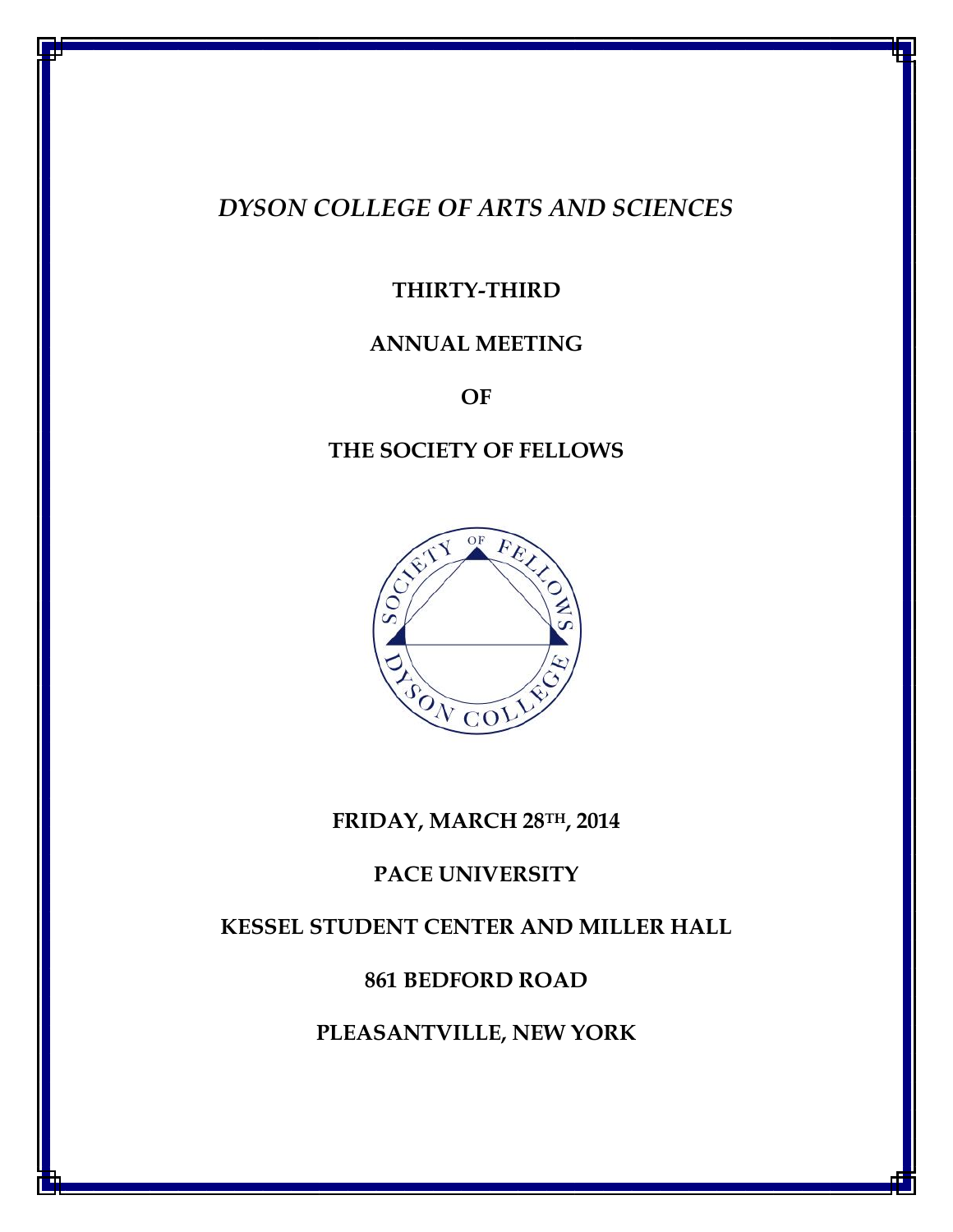# *DYSON COLLEGE OF ARTS AND SCIENCES*

**THIRTY-THIRD**

**ANNUAL MEETING**

**OF**

**THE SOCIETY OF FELLOWS**

**FRIDAY, MARCH 28TH, 2014**

**PACE UNIVERSITY**

**KESSEL STUDENT CENTER AND MILLER HALL**

**861 BEDFORD ROAD**

**PLEASANTVILLE, NEW YORK**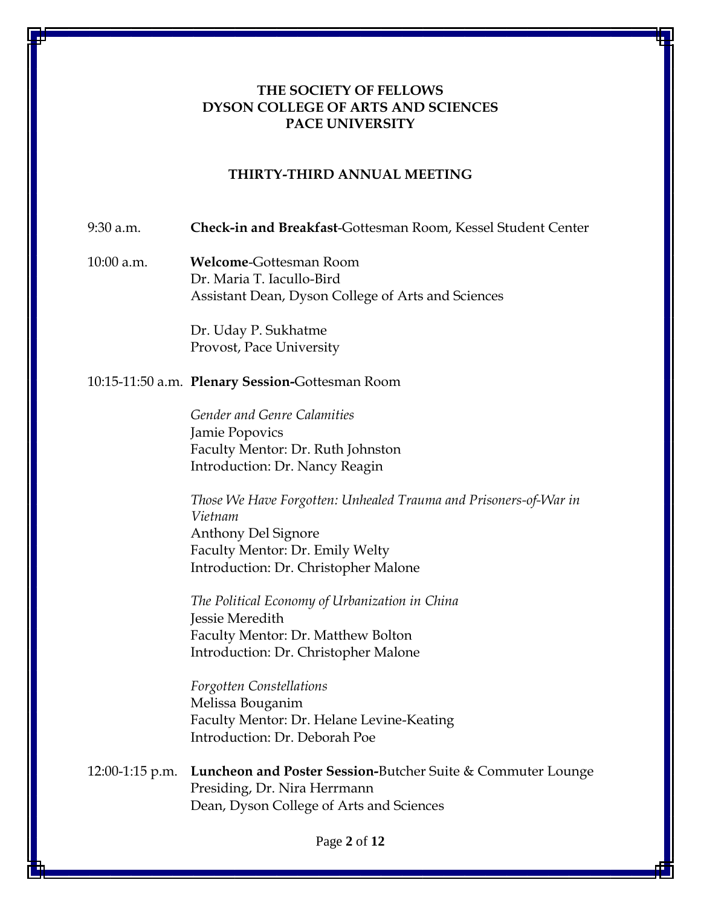**THE SOCIETY OF FELLOWS**
**DYSON COLLEGE OF ARTS AND SCIENCES**
**PACE UNIVERSITY**

**THIRTY-THIRD ANNUAL MEETING**

9:30 a.m. **Check-in and Breakfast**-Gottesman Room, Kessel Student Center

10:00 a.m. **Welcome**-Gottesman Room
Dr. Maria T. Iacullo-Bird
Assistant Dean, Dyson College of Arts and Sciences

Dr. Uday P. Sukhatme
Provost, Pace University

10:15-11:50 a.m. **Plenary Session-**Gottesman Room

*Gender and Genre Calamities*
Jamie Popovics
Faculty Mentor: Dr. Ruth Johnston
Introduction: Dr. Nancy Reagin

*Those We Have Forgotten: Unhealed Trauma and Prisoners-of-War in Vietnam*
Anthony Del Signore
Faculty Mentor: Dr. Emily Welty
Introduction: Dr. Christopher Malone

*The Political Economy of Urbanization in China*
Jessie Meredith
Faculty Mentor: Dr. Matthew Bolton
Introduction: Dr. Christopher Malone

*Forgotten Constellations*
Melissa Bouganim
Faculty Mentor: Dr. Helane Levine-Keating
Introduction: Dr. Deborah Poe

12:00-1:15 p.m. **Luncheon and Poster Session-**Butcher Suite & Commuter Lounge
Presiding, Dr. Nira Herrmann
Dean, Dyson College of Arts and Sciences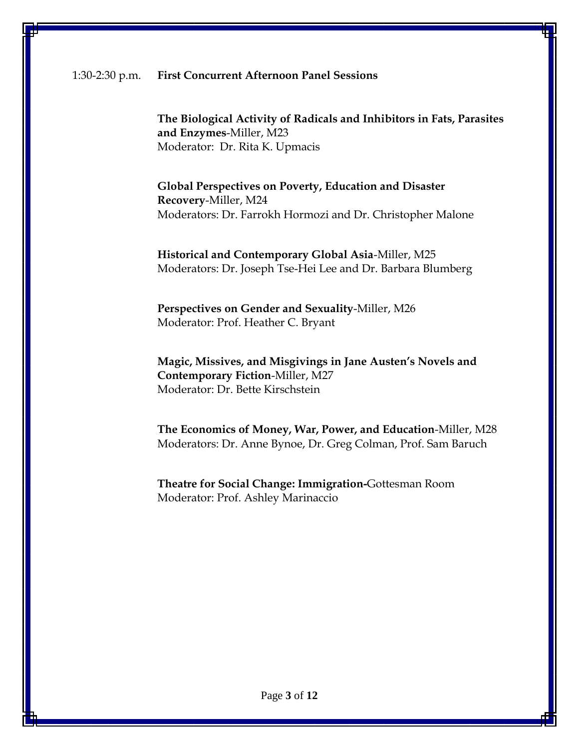1:30-2:30 p.m. **First Concurrent Afternoon Panel Sessions**

**The Biological Activity of Radicals and Inhibitors in Fats, Parasites and Enzymes**-Miller, M23
Moderator: Dr. Rita K. Upmacis

**Global Perspectives on Poverty, Education and Disaster Recovery**-Miller, M24
Moderators: Dr. Farrokh Hormozi and Dr. Christopher Malone

**Historical and Contemporary Global Asia**-Miller, M25
Moderators: Dr. Joseph Tse-Hei Lee and Dr. Barbara Blumberg

**Perspectives on Gender and Sexuality**-Miller, M26
Moderator: Prof. Heather C. Bryant

**Magic, Missives, and Misgivings in Jane Austen's Novels and Contemporary Fiction**-Miller, M27
Moderator: Dr. Bette Kirschstein

**The Economics of Money, War, Power, and Education**-Miller, M28
Moderators: Dr. Anne Bynoe, Dr. Greg Colman, Prof. Sam Baruch

**Theatre for Social Change: Immigration-**Gottesman Room
Moderator: Prof. Ashley Marinaccio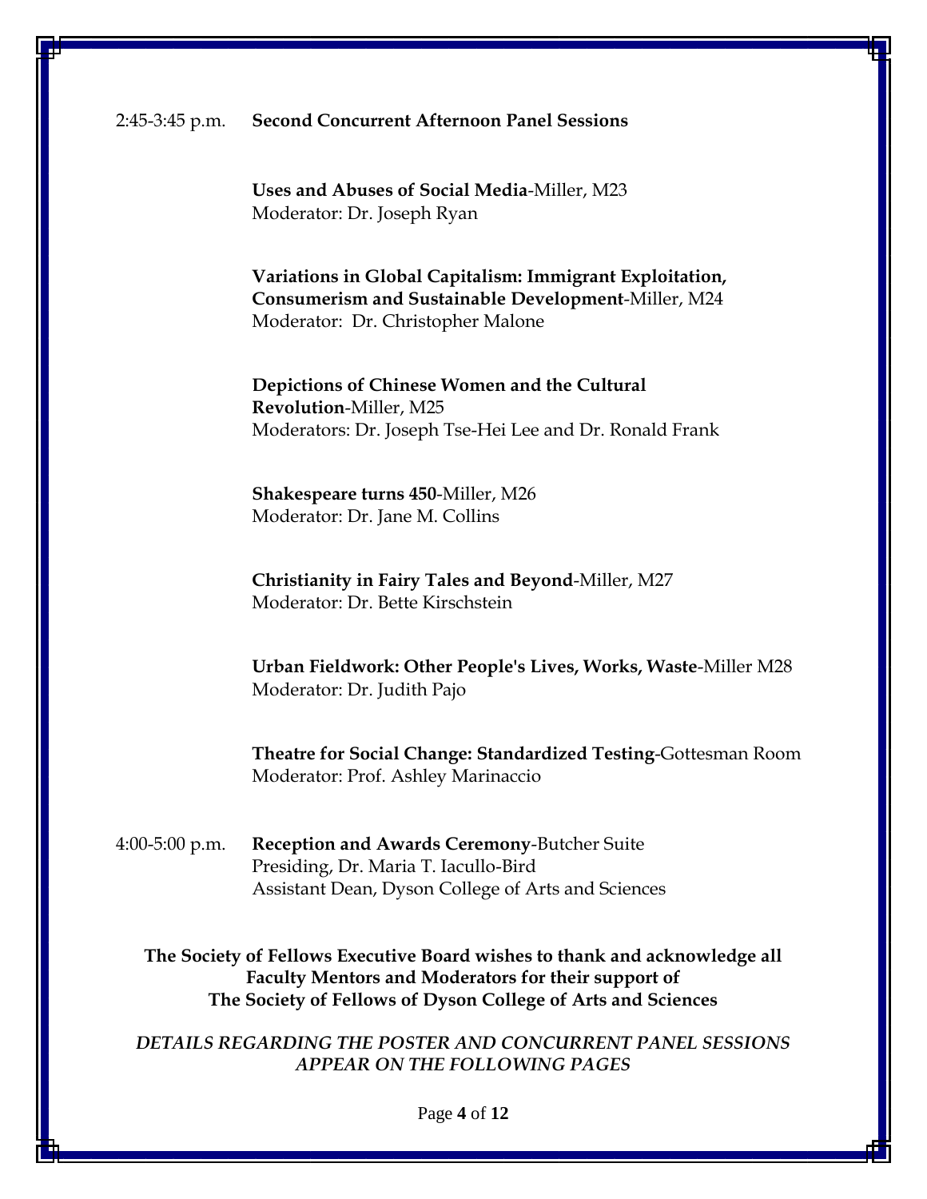2:45-3:45 p.m. **Second Concurrent Afternoon Panel Sessions**

**Uses and Abuses of Social Media**-Miller, M23
Moderator: Dr. Joseph Ryan

**Variations in Global Capitalism: Immigrant Exploitation, Consumerism and Sustainable Development**-Miller, M24
Moderator: Dr. Christopher Malone

**Depictions of Chinese Women and the Cultural Revolution**-Miller, M25
Moderators: Dr. Joseph Tse-Hei Lee and Dr. Ronald Frank

**Shakespeare turns 450**-Miller, M26
Moderator: Dr. Jane M. Collins

**Christianity in Fairy Tales and Beyond**-Miller, M27
Moderator: Dr. Bette Kirschstein

**Urban Fieldwork: Other People's Lives, Works, Waste**-Miller M28
Moderator: Dr. Judith Pajo

**Theatre for Social Change: Standardized Testing**-Gottesman Room
Moderator: Prof. Ashley Marinaccio

4:00-5:00 p.m. **Reception and Awards Ceremony**-Butcher Suite
Presiding, Dr. Maria T. Iacullo-Bird
Assistant Dean, Dyson College of Arts and Sciences

**The Society of Fellows Executive Board wishes to thank and acknowledge all Faculty Mentors and Moderators for their support of The Society of Fellows of Dyson College of Arts and Sciences**

*DETAILS REGARDING THE POSTER AND CONCURRENT PANEL SESSIONS APPEAR ON THE FOLLOWING PAGES*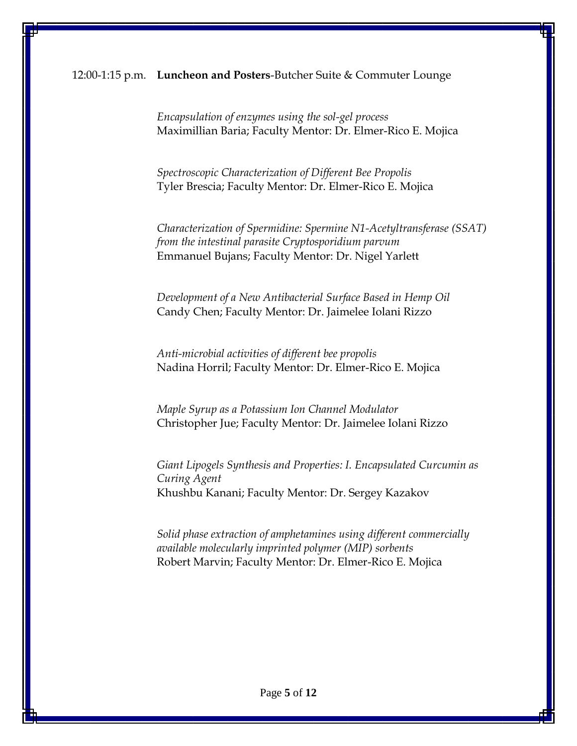12:00-1:15 p.m. **Luncheon and Posters**-Butcher Suite & Commuter Lounge

*Encapsulation of enzymes using the sol-gel process*
Maximillian Baria; Faculty Mentor: Dr. Elmer-Rico E. Mojica

*Spectroscopic Characterization of Different Bee Propolis*
Tyler Brescia; Faculty Mentor: Dr. Elmer-Rico E. Mojica

*Characterization of Spermidine: Spermine N1-Acetyltransferase (SSAT) from the intestinal parasite Cryptosporidium parvum*
Emmanuel Bujans; Faculty Mentor: Dr. Nigel Yarlett

*Development of a New Antibacterial Surface Based in Hemp Oil*
Candy Chen; Faculty Mentor: Dr. Jaimelee Iolani Rizzo

*Anti-microbial activities of different bee propolis*
Nadina Horril; Faculty Mentor: Dr. Elmer-Rico E. Mojica

*Maple Syrup as a Potassium Ion Channel Modulator*
Christopher Jue; Faculty Mentor: Dr. Jaimelee Iolani Rizzo

*Giant Lipogels Synthesis and Properties: I. Encapsulated Curcumin as Curing Agent*
Khushbu Kanani; Faculty Mentor: Dr. Sergey Kazakov

*Solid phase extraction of amphetamines using different commercially available molecularly imprinted polymer (MIP) sorbents*
Robert Marvin; Faculty Mentor: Dr. Elmer-Rico E. Mojica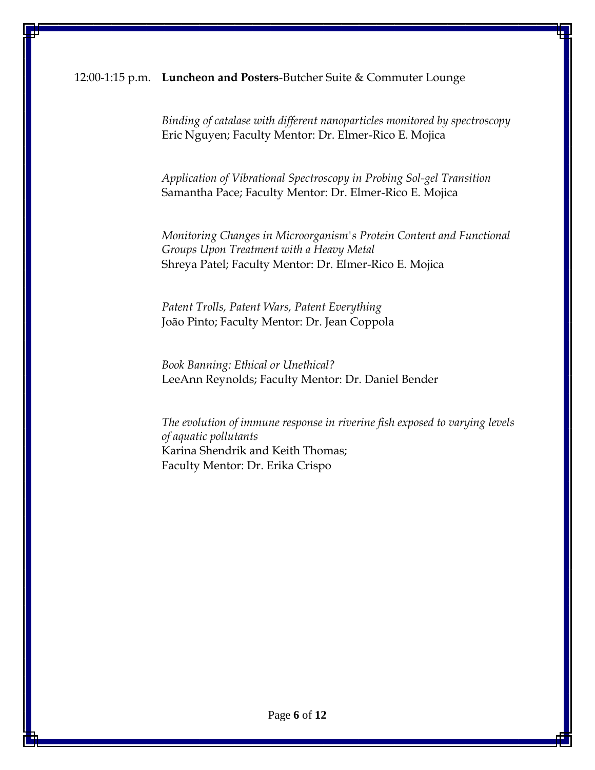12:00-1:15 p.m. **Luncheon and Posters**-Butcher Suite & Commuter Lounge

*Binding of catalase with different nanoparticles monitored by spectroscopy*
Eric Nguyen; Faculty Mentor: Dr. Elmer-Rico E. Mojica

*Application of Vibrational Spectroscopy in Probing Sol-gel Transition*
Samantha Pace; Faculty Mentor: Dr. Elmer-Rico E. Mojica

*Monitoring Changes in Microorganism's Protein Content and Functional Groups Upon Treatment with a Heavy Metal*
Shreya Patel; Faculty Mentor: Dr. Elmer-Rico E. Mojica

*Patent Trolls, Patent Wars, Patent Everything*
João Pinto; Faculty Mentor: Dr. Jean Coppola

*Book Banning: Ethical or Unethical?*
LeeAnn Reynolds; Faculty Mentor: Dr. Daniel Bender

*The evolution of immune response in riverine fish exposed to varying levels of aquatic pollutants*
Karina Shendrik and Keith Thomas;
Faculty Mentor: Dr. Erika Crispo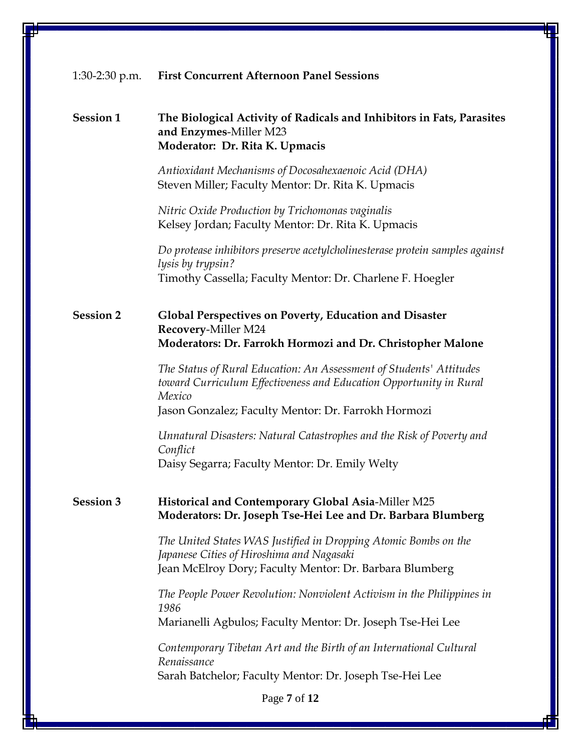1:30-2:30 p.m. **First Concurrent Afternoon Panel Sessions**

**Session 1** **The Biological Activity of Radicals and Inhibitors in Fats, Parasites and Enzymes**-Miller M23
**Moderator: Dr. Rita K. Upmacis**

*Antioxidant Mechanisms of Docosahexaenoic Acid (DHA)*
Steven Miller; Faculty Mentor: Dr. Rita K. Upmacis

*Nitric Oxide Production by Trichomonas vaginalis*
Kelsey Jordan; Faculty Mentor: Dr. Rita K. Upmacis

*Do protease inhibitors preserve acetylcholinesterase protein samples against lysis by trypsin?*
Timothy Cassella; Faculty Mentor: Dr. Charlene F. Hoegler

**Session 2** **Global Perspectives on Poverty, Education and Disaster Recovery**-Miller M24
**Moderators: Dr. Farrokh Hormozi and Dr. Christopher Malone**

*The Status of Rural Education: An Assessment of Students' Attitudes toward Curriculum Effectiveness and Education Opportunity in Rural Mexico*
Jason Gonzalez; Faculty Mentor: Dr. Farrokh Hormozi

*Unnatural Disasters: Natural Catastrophes and the Risk of Poverty and Conflict*
Daisy Segarra; Faculty Mentor: Dr. Emily Welty

**Session 3** **Historical and Contemporary Global Asia**-Miller M25
**Moderators: Dr. Joseph Tse-Hei Lee and Dr. Barbara Blumberg**

*The United States WAS Justified in Dropping Atomic Bombs on the Japanese Cities of Hiroshima and Nagasaki*
Jean McElroy Dory; Faculty Mentor: Dr. Barbara Blumberg

*The People Power Revolution: Nonviolent Activism in the Philippines in 1986*
Marianelli Agbulos; Faculty Mentor: Dr. Joseph Tse-Hei Lee

*Contemporary Tibetan Art and the Birth of an International Cultural Renaissance*
Sarah Batchelor; Faculty Mentor: Dr. Joseph Tse-Hei Lee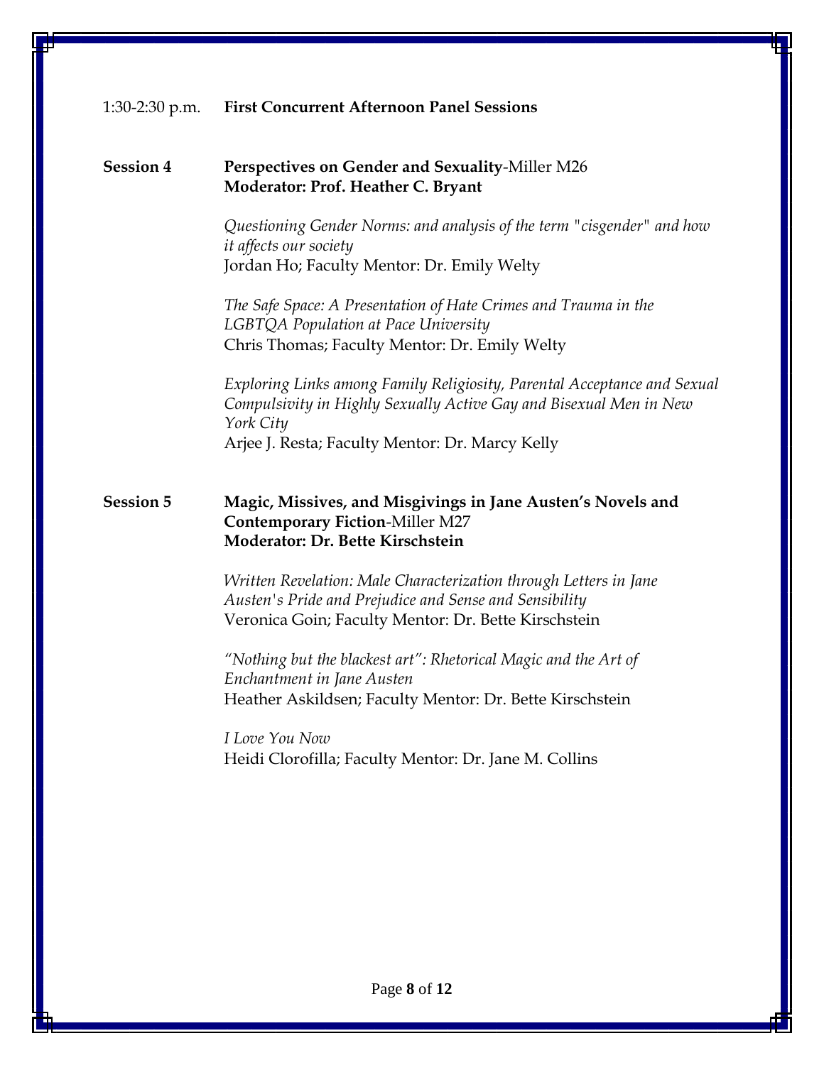1:30-2:30 p.m. **First Concurrent Afternoon Panel Sessions**

**Session 4** **Perspectives on Gender and Sexuality**-Miller M26
**Moderator: Prof. Heather C. Bryant**

*Questioning Gender Norms: and analysis of the term "cisgender" and how it affects our society*
Jordan Ho; Faculty Mentor: Dr. Emily Welty

*The Safe Space: A Presentation of Hate Crimes and Trauma in the LGBTQA Population at Pace University*
Chris Thomas; Faculty Mentor: Dr. Emily Welty

*Exploring Links among Family Religiosity, Parental Acceptance and Sexual Compulsivity in Highly Sexually Active Gay and Bisexual Men in New York City*
Arjee J. Resta; Faculty Mentor: Dr. Marcy Kelly

**Session 5** **Magic, Missives, and Misgivings in Jane Austen's Novels and Contemporary Fiction**-Miller M27
**Moderator: Dr. Bette Kirschstein**

*Written Revelation: Male Characterization through Letters in Jane Austen's Pride and Prejudice and Sense and Sensibility*
Veronica Goin; Faculty Mentor: Dr. Bette Kirschstein

*"Nothing but the blackest art": Rhetorical Magic and the Art of Enchantment in Jane Austen*
Heather Askildsen; Faculty Mentor: Dr. Bette Kirschstein

*I Love You Now*
Heidi Clorofilla; Faculty Mentor: Dr. Jane M. Collins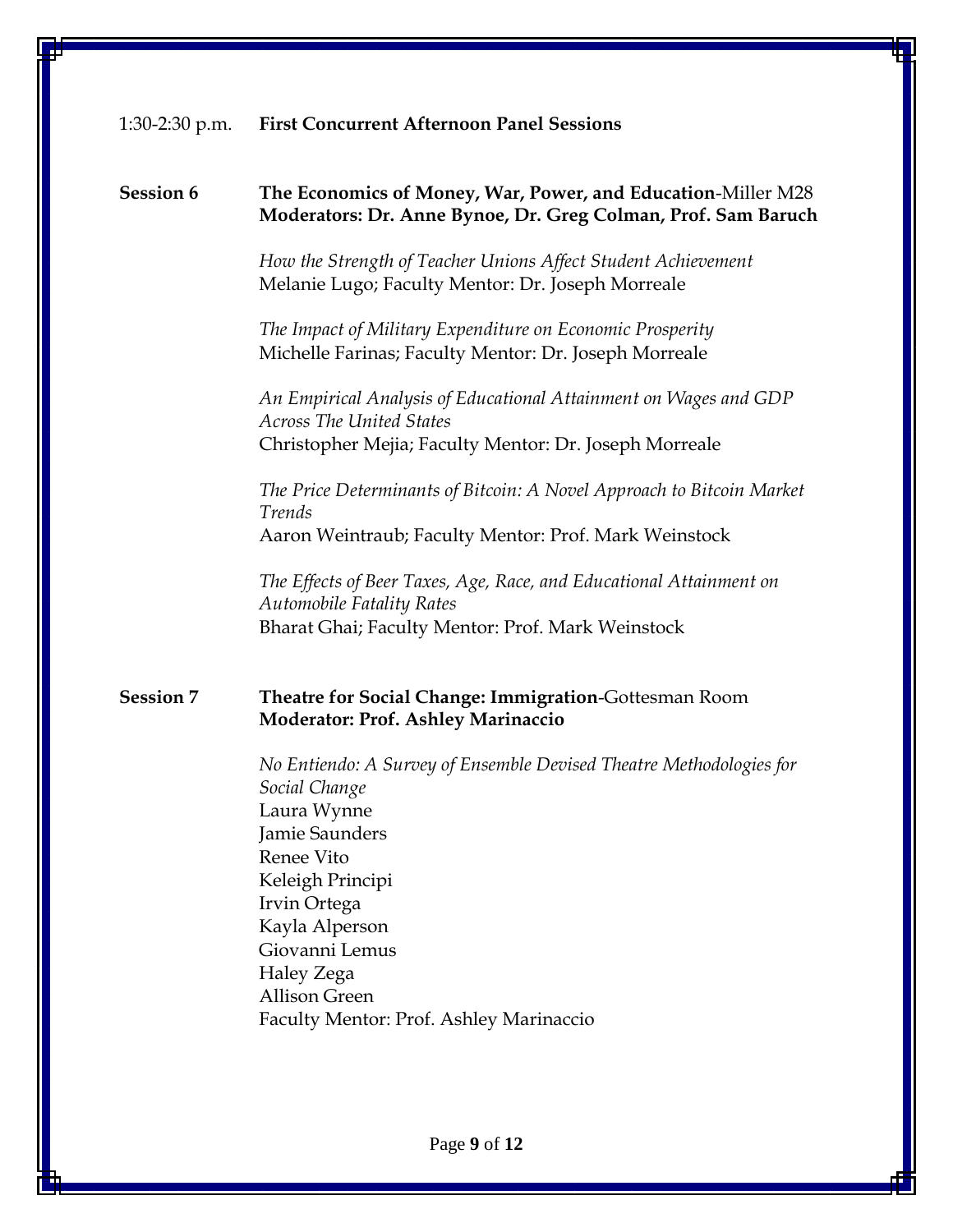1:30-2:30 p.m. **First Concurrent Afternoon Panel Sessions**

**Session 6** **The Economics of Money, War, Power, and Education**-Miller M28
**Moderators: Dr. Anne Bynoe, Dr. Greg Colman, Prof. Sam Baruch**

*How the Strength of Teacher Unions Affect Student Achievement*
Melanie Lugo; Faculty Mentor: Dr. Joseph Morreale

*The Impact of Military Expenditure on Economic Prosperity*
Michelle Farinas; Faculty Mentor: Dr. Joseph Morreale

*An Empirical Analysis of Educational Attainment on Wages and GDP Across The United States*
Christopher Mejia; Faculty Mentor: Dr. Joseph Morreale

*The Price Determinants of Bitcoin: A Novel Approach to Bitcoin Market Trends*
Aaron Weintraub; Faculty Mentor: Prof. Mark Weinstock

*The Effects of Beer Taxes, Age, Race, and Educational Attainment on Automobile Fatality Rates*
Bharat Ghai; Faculty Mentor: Prof. Mark Weinstock

**Session 7** **Theatre for Social Change: Immigration**-Gottesman Room
**Moderator: Prof. Ashley Marinaccio**

*No Entiendo: A Survey of Ensemble Devised Theatre Methodologies for Social Change*
Laura Wynne
Jamie Saunders
Renee Vito
Keleigh Principi
Irvin Ortega
Kayla Alperson
Giovanni Lemus
Haley Zega
Allison Green
Faculty Mentor: Prof. Ashley Marinaccio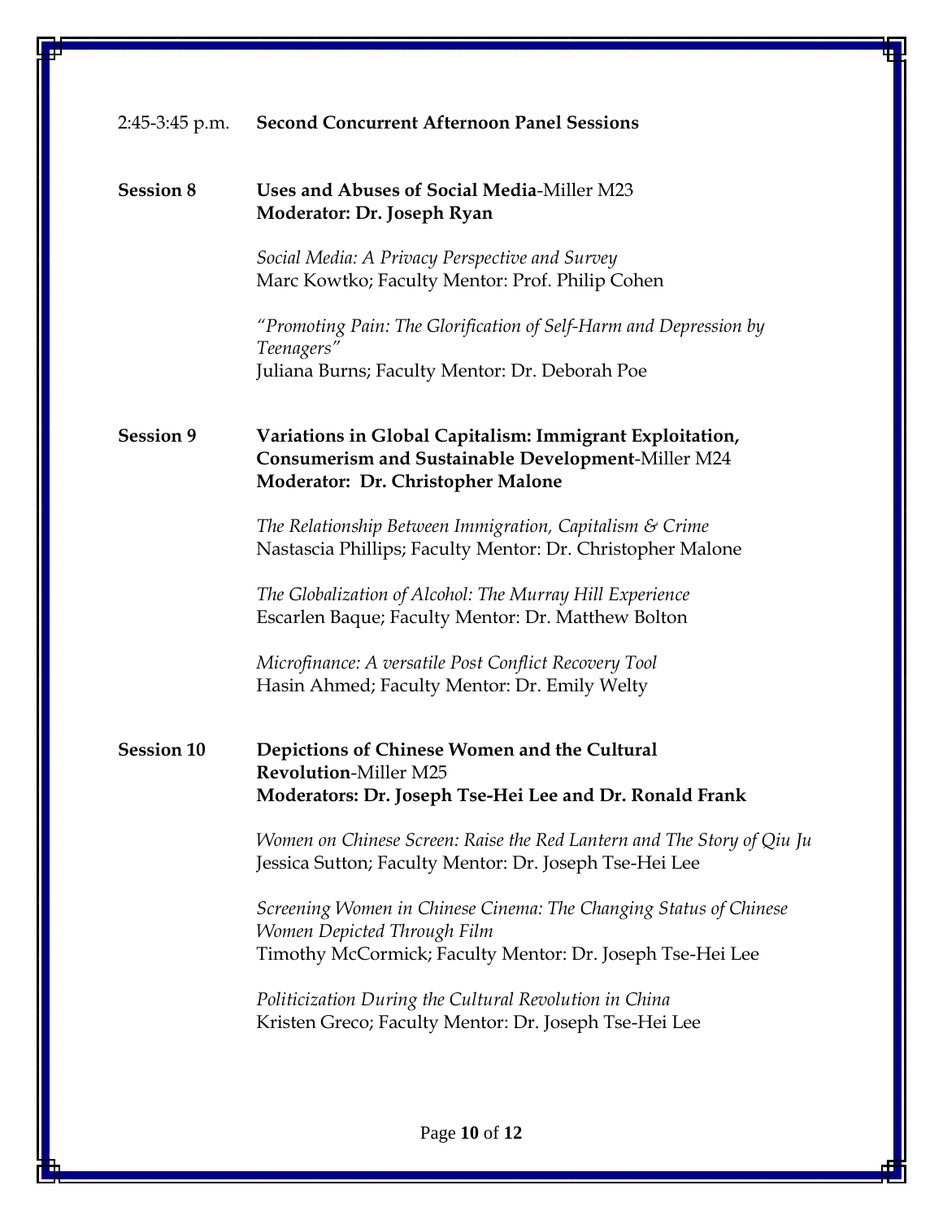2:45-3:45 p.m. **Second Concurrent Afternoon Panel Sessions**

**Session 8** **Uses and Abuses of Social Media**-Miller M23
**Moderator: Dr. Joseph Ryan**

*Social Media: A Privacy Perspective and Survey*
Marc Kowtko; Faculty Mentor: Prof. Philip Cohen

*"Promoting Pain: The Glorification of Self-Harm and Depression by Teenagers"*
Juliana Burns; Faculty Mentor: Dr. Deborah Poe

**Session 9** **Variations in Global Capitalism: Immigrant Exploitation, Consumerism and Sustainable Development**-Miller M24
**Moderator: Dr. Christopher Malone**

*The Relationship Between Immigration, Capitalism & Crime*
Nastascia Phillips; Faculty Mentor: Dr. Christopher Malone

*The Globalization of Alcohol: The Murray Hill Experience*
Escarlen Baque; Faculty Mentor: Dr. Matthew Bolton

*Microfinance: A versatile Post Conflict Recovery Tool*
Hasin Ahmed; Faculty Mentor: Dr. Emily Welty

**Session 10** **Depictions of Chinese Women and the Cultural Revolution**-Miller M25
**Moderators: Dr. Joseph Tse-Hei Lee and Dr. Ronald Frank**

*Women on Chinese Screen: Raise the Red Lantern and The Story of Qiu Ju*
Jessica Sutton; Faculty Mentor: Dr. Joseph Tse-Hei Lee

*Screening Women in Chinese Cinema: The Changing Status of Chinese Women Depicted Through Film*
Timothy McCormick; Faculty Mentor: Dr. Joseph Tse-Hei Lee

*Politicization During the Cultural Revolution in China*
Kristen Greco; Faculty Mentor: Dr. Joseph Tse-Hei Lee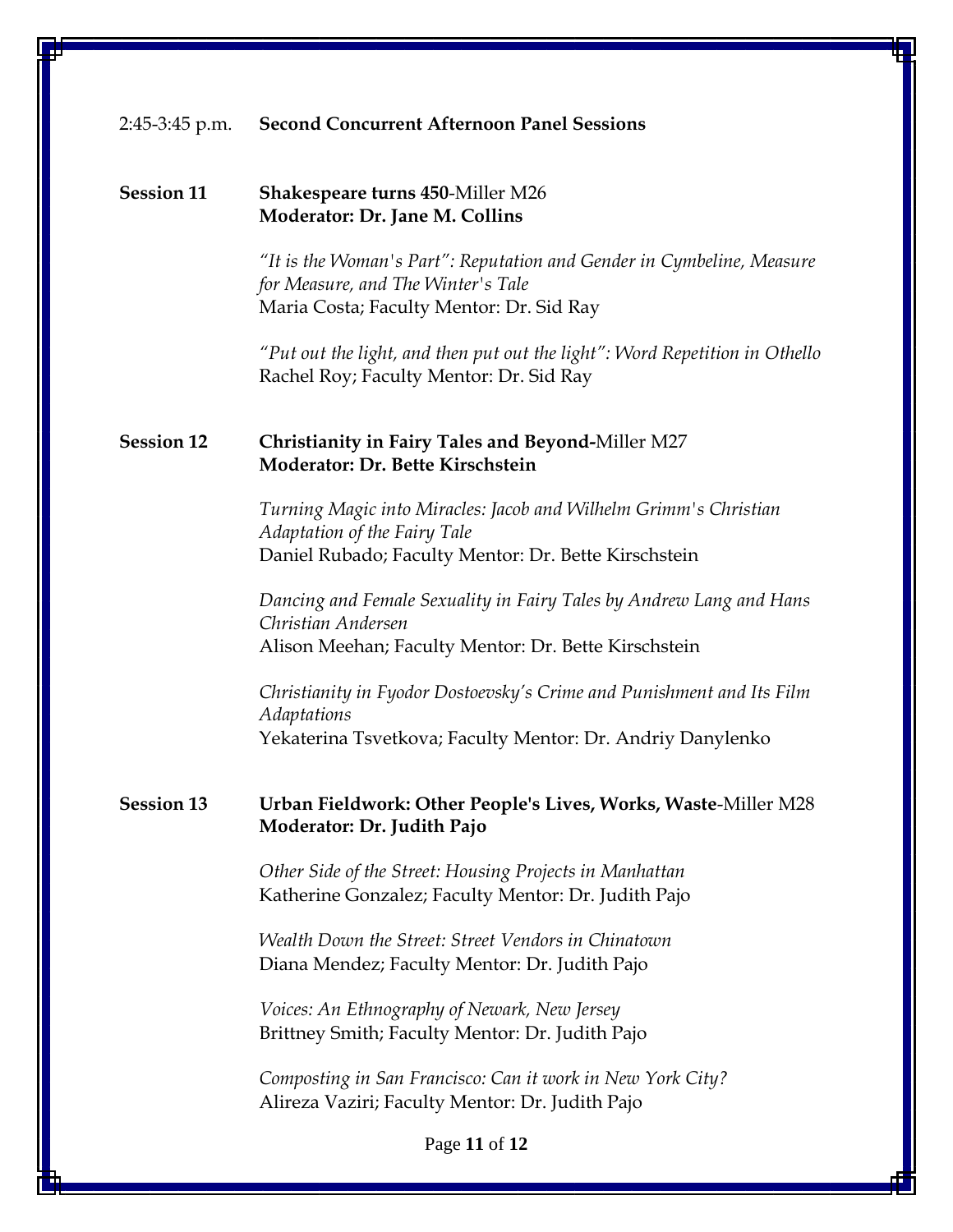2:45-3:45 p.m. **Second Concurrent Afternoon Panel Sessions**

**Session 11** **Shakespeare turns 450**-Miller M26
**Moderator: Dr. Jane M. Collins**

*"It is the Woman's Part": Reputation and Gender in Cymbeline, Measure for Measure, and The Winter's Tale*
Maria Costa; Faculty Mentor: Dr. Sid Ray

*"Put out the light, and then put out the light": Word Repetition in Othello*
Rachel Roy; Faculty Mentor: Dr. Sid Ray

**Session 12** **Christianity in Fairy Tales and Beyond-**Miller M27
**Moderator: Dr. Bette Kirschstein**

*Turning Magic into Miracles: Jacob and Wilhelm Grimm's Christian Adaptation of the Fairy Tale*
Daniel Rubado; Faculty Mentor: Dr. Bette Kirschstein

*Dancing and Female Sexuality in Fairy Tales by Andrew Lang and Hans Christian Andersen*
Alison Meehan; Faculty Mentor: Dr. Bette Kirschstein

*Christianity in Fyodor Dostoevsky's Crime and Punishment and Its Film Adaptations*
Yekaterina Tsvetkova; Faculty Mentor: Dr. Andriy Danylenko

**Session 13** **Urban Fieldwork: Other People's Lives, Works, Waste**-Miller M28
**Moderator: Dr. Judith Pajo**

*Other Side of the Street: Housing Projects in Manhattan*
Katherine Gonzalez; Faculty Mentor: Dr. Judith Pajo

*Wealth Down the Street: Street Vendors in Chinatown*
Diana Mendez; Faculty Mentor: Dr. Judith Pajo

*Voices: An Ethnography of Newark, New Jersey*
Brittney Smith; Faculty Mentor: Dr. Judith Pajo

*Composting in San Francisco: Can it work in New York City?*
Alireza Vaziri; Faculty Mentor: Dr. Judith Pajo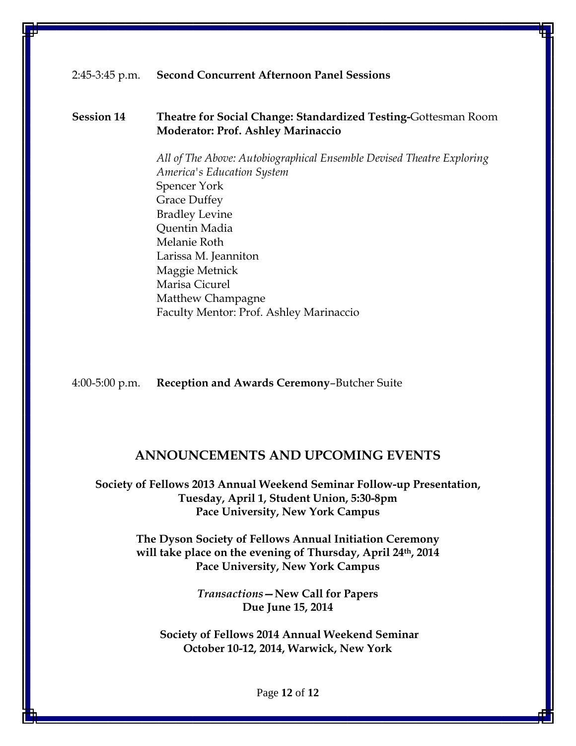2:45-3:45 p.m. **Second Concurrent Afternoon Panel Sessions**

**Session 14** **Theatre for Social Change: Standardized Testing-**Gottesman Room
**Moderator: Prof. Ashley Marinaccio**

*All of The Above: Autobiographical Ensemble Devised Theatre Exploring America's Education System*
Spencer York
Grace Duffey
Bradley Levine
Quentin Madia
Melanie Roth
Larissa M. Jeanniton
Maggie Metnick
Marisa Cicurel
Matthew Champagne
Faculty Mentor: Prof. Ashley Marinaccio

4:00-5:00 p.m. **Reception and Awards Ceremony**–Butcher Suite

## ANNOUNCEMENTS AND UPCOMING EVENTS

**Society of Fellows 2013 Annual Weekend Seminar Follow-up Presentation, Tuesday, April 1, Student Union, 5:30-8pm**
**Pace University, New York Campus**

**The Dyson Society of Fellows Annual Initiation Ceremony will take place on the evening of Thursday, April 24th, 2014**
**Pace University, New York Campus**

***Transactions*—New Call for Papers**
**Due June 15, 2014**

**Society of Fellows 2014 Annual Weekend Seminar**
**October 10-12, 2014, Warwick, New York**